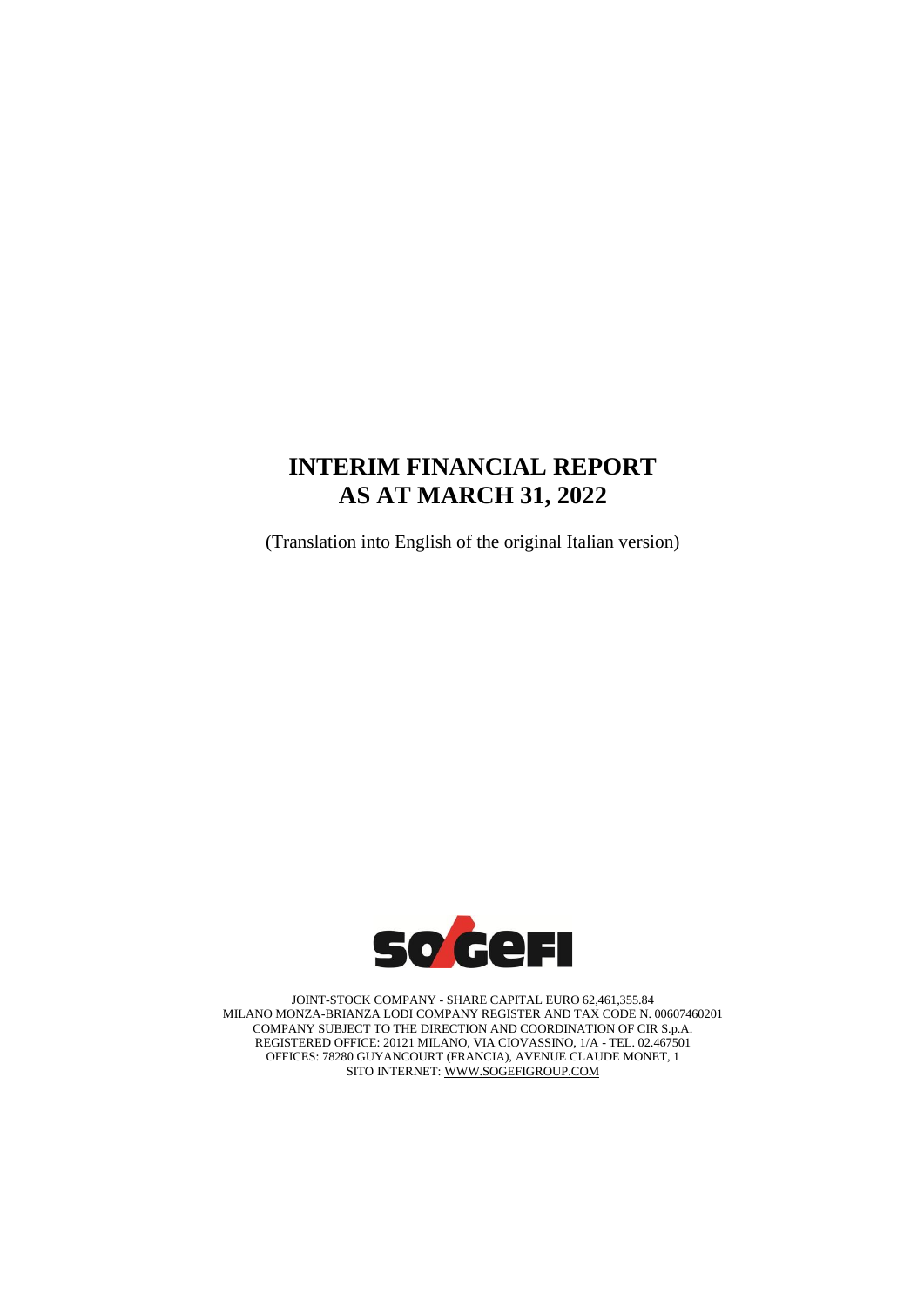# INTERIM FINANCIAL REPORT
# AS AT MARCH 31, 2022

(Translation into English of the original Italian version)

JOINT-STOCK COMPANY - SHARE CAPITAL EURO 62,461,355.84
MILANO MONZA-BRIANZA LODI COMPANY REGISTER AND TAX CODE N. 00607460201
COMPANY SUBJECT TO THE DIRECTION AND COORDINATION OF CIR S.p.A.
REGISTERED OFFICE: 20121 MILANO, VIA CIOVASSINO, 1/A - TEL. 02.467501
OFFICES: 78280 GUYANCOURT (FRANCIA), AVENUE CLAUDE MONET, 1
SITO INTERNET: WWW.SOGEFIGROUP.COM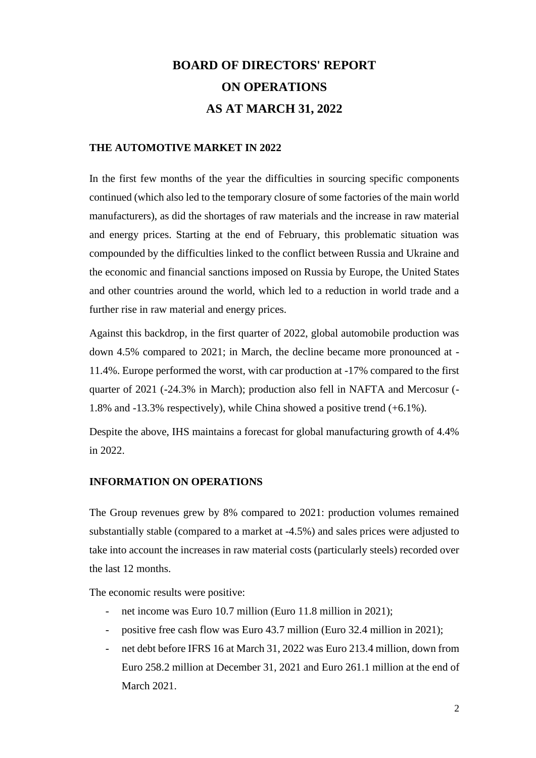# BOARD OF DIRECTORS' REPORT ON OPERATIONS AS AT MARCH 31, 2022

## THE AUTOMOTIVE MARKET IN 2022

In the first few months of the year the difficulties in sourcing specific components continued (which also led to the temporary closure of some factories of the main world manufacturers), as did the shortages of raw materials and the increase in raw material and energy prices. Starting at the end of February, this problematic situation was compounded by the difficulties linked to the conflict between Russia and Ukraine and the economic and financial sanctions imposed on Russia by Europe, the United States and other countries around the world, which led to a reduction in world trade and a further rise in raw material and energy prices.

Against this backdrop, in the first quarter of 2022, global automobile production was down 4.5% compared to 2021; in March, the decline became more pronounced at -11.4%. Europe performed the worst, with car production at -17% compared to the first quarter of 2021 (-24.3% in March); production also fell in NAFTA and Mercosur (-1.8% and -13.3% respectively), while China showed a positive trend (+6.1%).

Despite the above, IHS maintains a forecast for global manufacturing growth of 4.4% in 2022.

## INFORMATION ON OPERATIONS

The Group revenues grew by 8% compared to 2021: production volumes remained substantially stable (compared to a market at -4.5%) and sales prices were adjusted to take into account the increases in raw material costs (particularly steels) recorded over the last 12 months.

The economic results were positive:

- net income was Euro 10.7 million (Euro 11.8 million in 2021);
- positive free cash flow was Euro 43.7 million (Euro 32.4 million in 2021);
- net debt before IFRS 16 at March 31, 2022 was Euro 213.4 million, down from Euro 258.2 million at December 31, 2021 and Euro 261.1 million at the end of March 2021.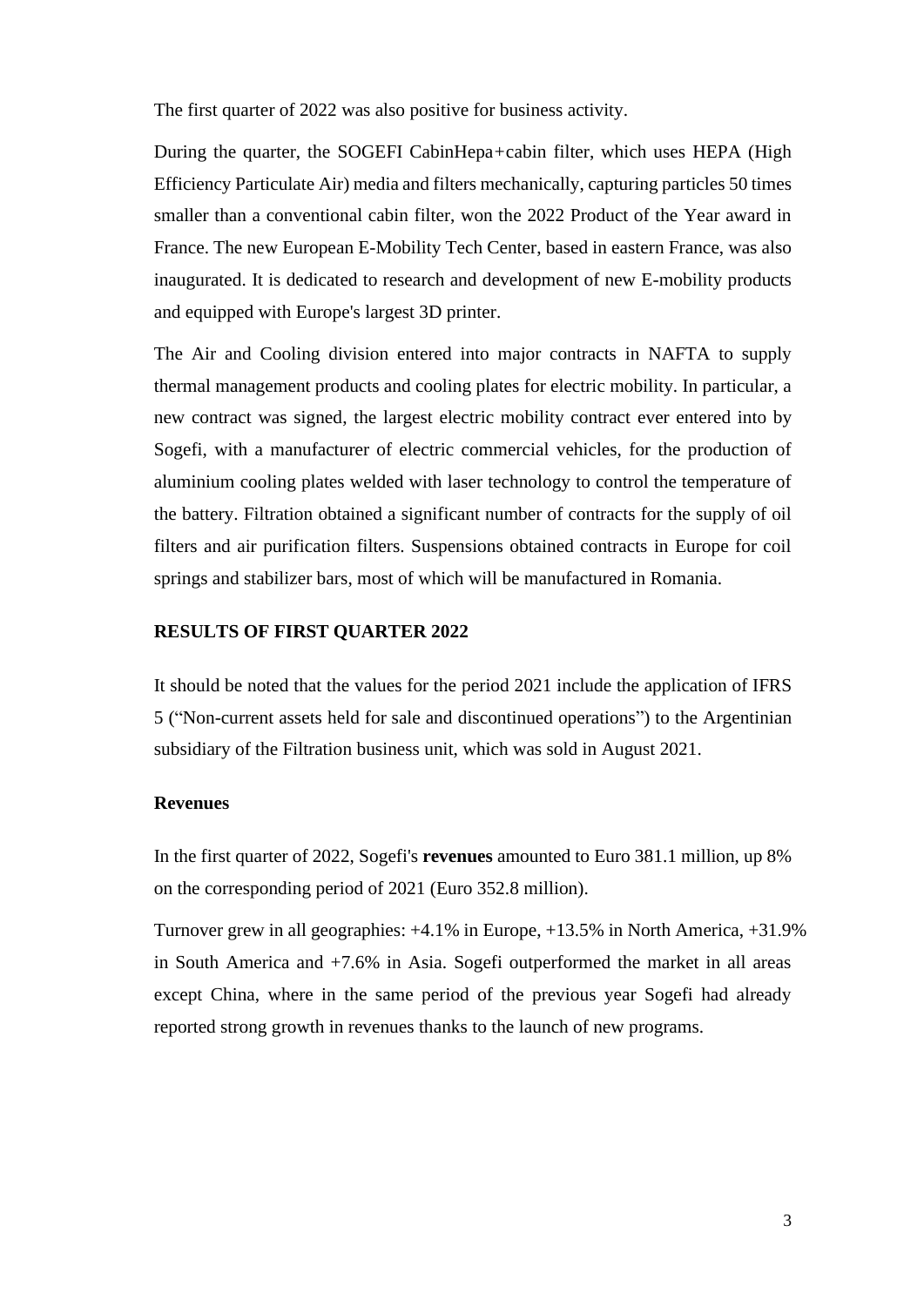The first quarter of 2022 was also positive for business activity.

During the quarter, the SOGEFI CabinHepa+cabin filter, which uses HEPA (High Efficiency Particulate Air) media and filters mechanically, capturing particles 50 times smaller than a conventional cabin filter, won the 2022 Product of the Year award in France. The new European E-Mobility Tech Center, based in eastern France, was also inaugurated. It is dedicated to research and development of new E-mobility products and equipped with Europe's largest 3D printer.

The Air and Cooling division entered into major contracts in NAFTA to supply thermal management products and cooling plates for electric mobility. In particular, a new contract was signed, the largest electric mobility contract ever entered into by Sogefi, with a manufacturer of electric commercial vehicles, for the production of aluminium cooling plates welded with laser technology to control the temperature of the battery. Filtration obtained a significant number of contracts for the supply of oil filters and air purification filters. Suspensions obtained contracts in Europe for coil springs and stabilizer bars, most of which will be manufactured in Romania.

## RESULTS OF FIRST QUARTER 2022

It should be noted that the values for the period 2021 include the application of IFRS 5 ("Non-current assets held for sale and discontinued operations") to the Argentinian subsidiary of the Filtration business unit, which was sold in August 2021.

### Revenues

In the first quarter of 2022, Sogefi's **revenues** amounted to Euro 381.1 million, up 8% on the corresponding period of 2021 (Euro 352.8 million).

Turnover grew in all geographies: +4.1% in Europe, +13.5% in North America, +31.9% in South America and +7.6% in Asia. Sogefi outperformed the market in all areas except China, where in the same period of the previous year Sogefi had already reported strong growth in revenues thanks to the launch of new programs.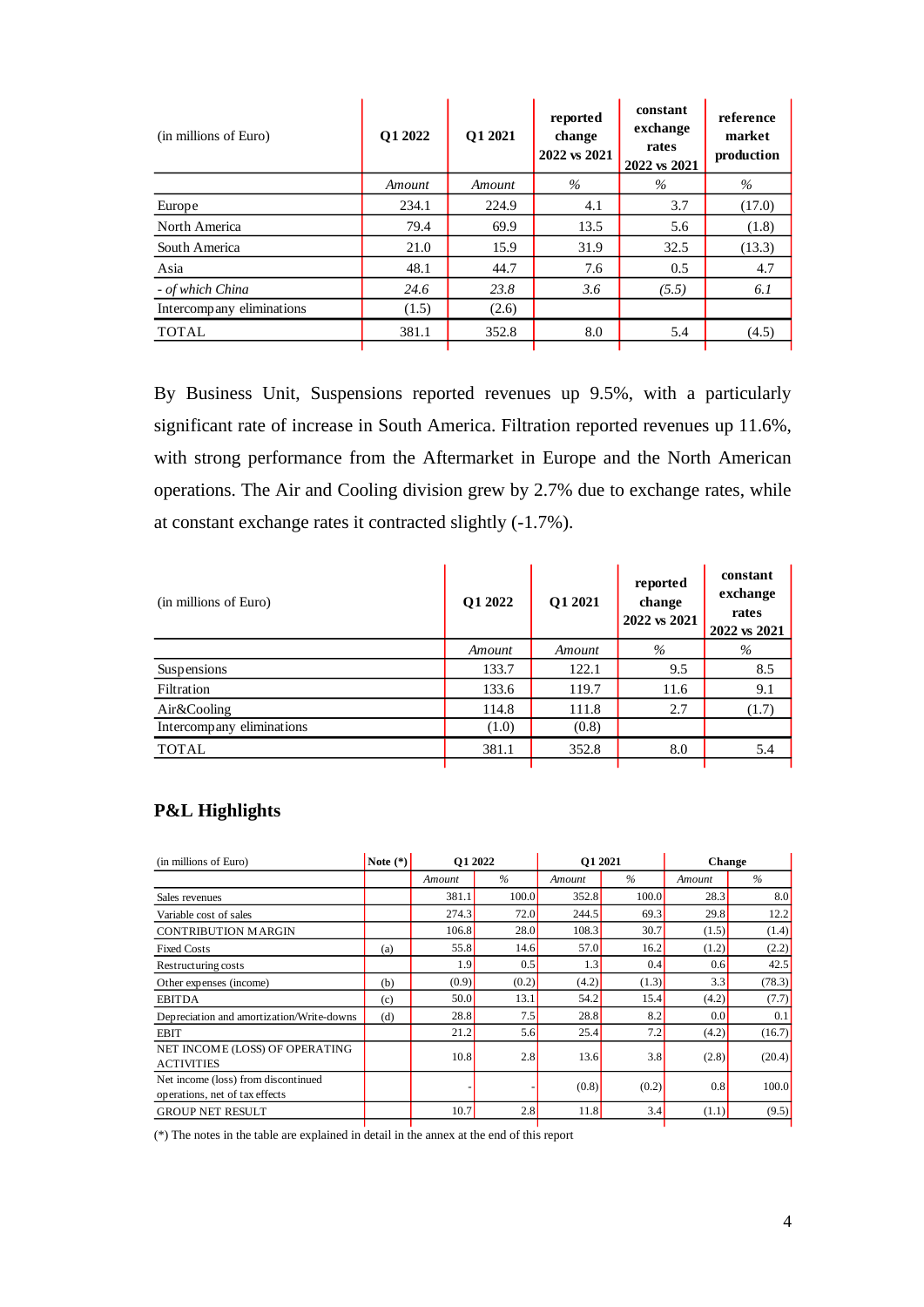| (in millions of Euro) | Q1 2022 | Q1 2021 | reported change 2022 vs 2021 | constant exchange rates 2022 vs 2021 | reference market production |
|---|---|---|---|---|---|
| | *Amount* | *Amount* | *%* | *%* | *%* |
| Europe | 234.1 | 224.9 | 4.1 | 3.7 | (17.0) |
| North America | 79.4 | 69.9 | 13.5 | 5.6 | (1.8) |
| South America | 21.0 | 15.9 | 31.9 | 32.5 | (13.3) |
| Asia | 48.1 | 44.7 | 7.6 | 0.5 | 4.7 |
| *- of which China* | *24.6* | *23.8* | *3.6* | *(5.5)* | *6.1* |
| Intercompany eliminations | (1.5) | (2.6) | | | |
| TOTAL | 381.1 | 352.8 | 8.0 | 5.4 | (4.5) |

By Business Unit, Suspensions reported revenues up 9.5%, with a particularly significant rate of increase in South America. Filtration reported revenues up 11.6%, with strong performance from the Aftermarket in Europe and the North American operations. The Air and Cooling division grew by 2.7% due to exchange rates, while at constant exchange rates it contracted slightly (-1.7%).

| (in millions of Euro) | Q1 2022 | Q1 2021 | reported change 2022 vs 2021 | constant exchange rates 2022 vs 2021 |
|---|---|---|---|---|
| | *Amount* | *Amount* | *%* | *%* |
| Suspensions | 133.7 | 122.1 | 9.5 | 8.5 |
| Filtration | 133.6 | 119.7 | 11.6 | 9.1 |
| Air&Cooling | 114.8 | 111.8 | 2.7 | (1.7) |
| Intercompany eliminations | (1.0) | (0.8) | | |
| TOTAL | 381.1 | 352.8 | 8.0 | 5.4 |

## P&L Highlights

| (in millions of Euro) | Note (*) | Q1 2022 | | Q1 2021 | | Change | |
|---|---|---|---|---|---|---|---|
| | | *Amount* | *%* | *Amount* | *%* | *Amount* | *%* |
| Sales revenues | | 381.1 | 100.0 | 352.8 | 100.0 | 28.3 | 8.0 |
| Variable cost of sales | | 274.3 | 72.0 | 244.5 | 69.3 | 29.8 | 12.2 |
| CONTRIBUTION MARGIN | | 106.8 | 28.0 | 108.3 | 30.7 | (1.5) | (1.4) |
| Fixed Costs | (a) | 55.8 | 14.6 | 57.0 | 16.2 | (1.2) | (2.2) |
| Restructuring costs | | 1.9 | 0.5 | 1.3 | 0.4 | 0.6 | 42.5 |
| Other expenses (income) | (b) | (0.9) | (0.2) | (4.2) | (1.3) | 3.3 | (78.3) |
| EBITDA | (c) | 50.0 | 13.1 | 54.2 | 15.4 | (4.2) | (7.7) |
| Depreciation and amortization/Write-downs | (d) | 28.8 | 7.5 | 28.8 | 8.2 | 0.0 | 0.1 |
| EBIT | | 21.2 | 5.6 | 25.4 | 7.2 | (4.2) | (16.7) |
| NET INCOME (LOSS) OF OPERATING ACTIVITIES | | 10.8 | 2.8 | 13.6 | 3.8 | (2.8) | (20.4) |
| Net income (loss) from discontinued operations, net of tax effects | | - | - | (0.8) | (0.2) | 0.8 | 100.0 |
| GROUP NET RESULT | | 10.7 | 2.8 | 11.8 | 3.4 | (1.1) | (9.5) |

(*) The notes in the table are explained in detail in the annex at the end of this report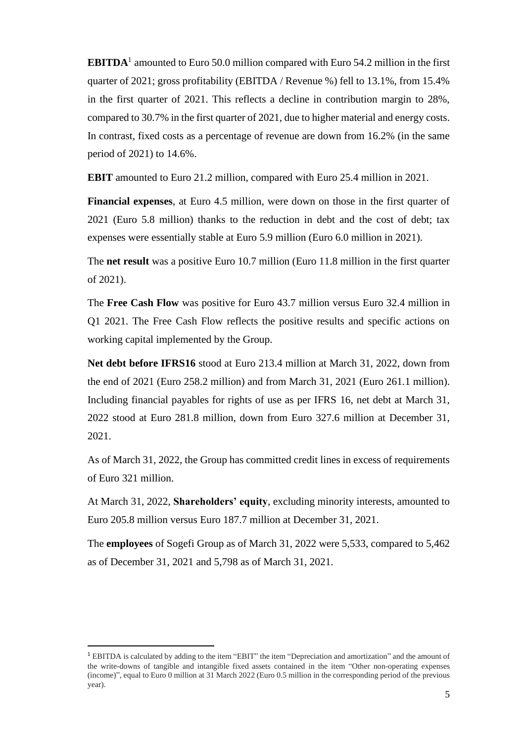**EBITDA**[1] amounted to Euro 50.0 million compared with Euro 54.2 million in the first quarter of 2021; gross profitability (EBITDA / Revenue %) fell to 13.1%, from 15.4% in the first quarter of 2021. This reflects a decline in contribution margin to 28%, compared to 30.7% in the first quarter of 2021, due to higher material and energy costs. In contrast, fixed costs as a percentage of revenue are down from 16.2% (in the same period of 2021) to 14.6%.

**EBIT** amounted to Euro 21.2 million, compared with Euro 25.4 million in 2021.

**Financial expenses**, at Euro 4.5 million, were down on those in the first quarter of 2021 (Euro 5.8 million) thanks to the reduction in debt and the cost of debt; tax expenses were essentially stable at Euro 5.9 million (Euro 6.0 million in 2021).

The **net result** was a positive Euro 10.7 million (Euro 11.8 million in the first quarter of 2021).

The **Free Cash Flow** was positive for Euro 43.7 million versus Euro 32.4 million in Q1 2021. The Free Cash Flow reflects the positive results and specific actions on working capital implemented by the Group.

**Net debt before IFRS16** stood at Euro 213.4 million at March 31, 2022, down from the end of 2021 (Euro 258.2 million) and from March 31, 2021 (Euro 261.1 million). Including financial payables for rights of use as per IFRS 16, net debt at March 31, 2022 stood at Euro 281.8 million, down from Euro 327.6 million at December 31, 2021.

As of March 31, 2022, the Group has committed credit lines in excess of requirements of Euro 321 million.

At March 31, 2022, **Shareholders' equity**, excluding minority interests, amounted to Euro 205.8 million versus Euro 187.7 million at December 31, 2021.

The **employees** of Sogefi Group as of March 31, 2022 were 5,533, compared to 5,462 as of December 31, 2021 and 5,798 as of March 31, 2021.

[1] EBITDA is calculated by adding to the item "EBIT" the item "Depreciation and amortization" and the amount of the write-downs of tangible and intangible fixed assets contained in the item "Other non-operating expenses (income)", equal to Euro 0 million at 31 March 2022 (Euro 0.5 million in the corresponding period of the previous year).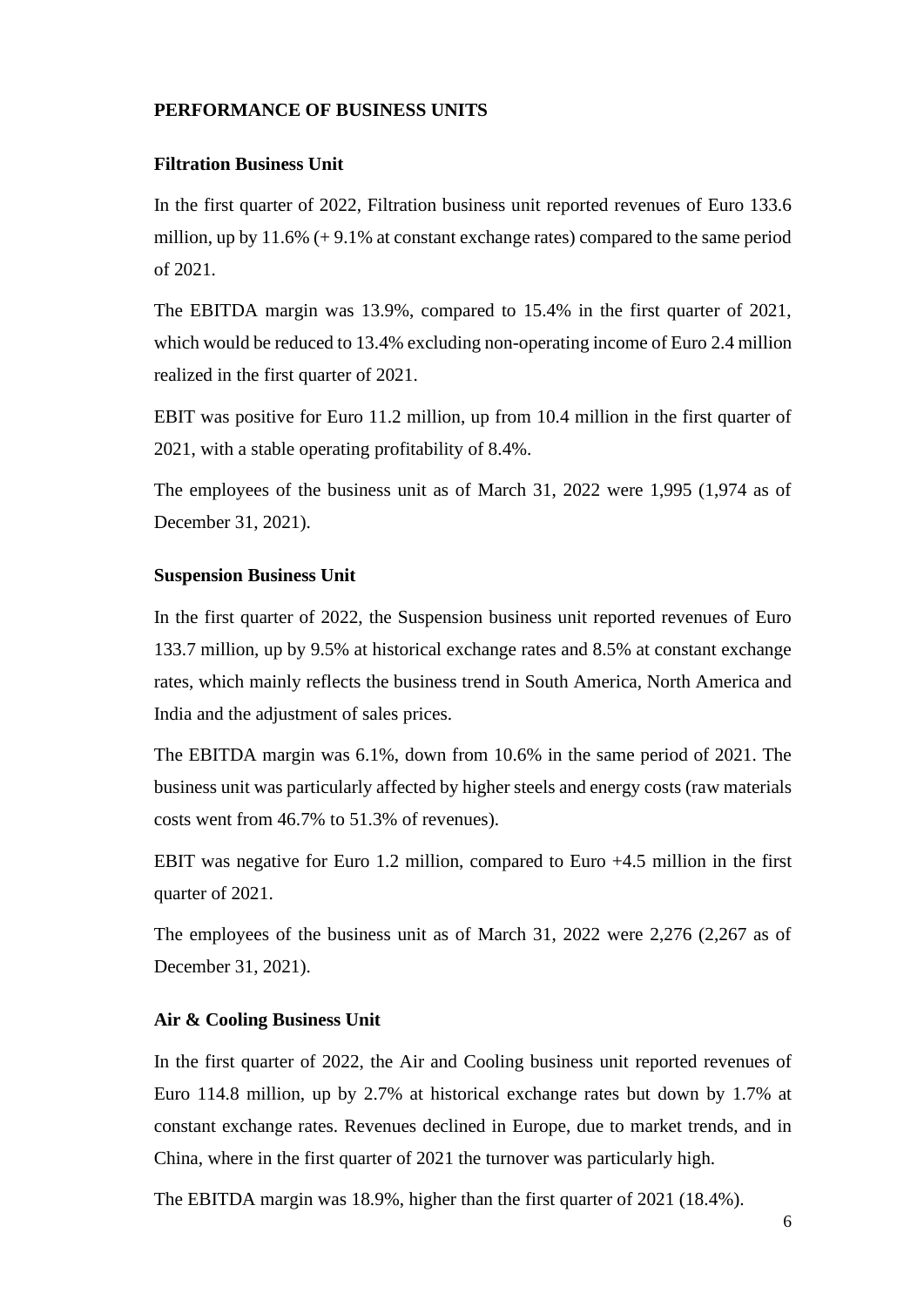## PERFORMANCE OF BUSINESS UNITS

### Filtration Business Unit

In the first quarter of 2022, Filtration business unit reported revenues of Euro 133.6 million, up by 11.6% (+ 9.1% at constant exchange rates) compared to the same period of 2021.

The EBITDA margin was 13.9%, compared to 15.4% in the first quarter of 2021, which would be reduced to 13.4% excluding non-operating income of Euro 2.4 million realized in the first quarter of 2021.

EBIT was positive for Euro 11.2 million, up from 10.4 million in the first quarter of 2021, with a stable operating profitability of 8.4%.

The employees of the business unit as of March 31, 2022 were 1,995 (1,974 as of December 31, 2021).

### Suspension Business Unit

In the first quarter of 2022, the Suspension business unit reported revenues of Euro 133.7 million, up by 9.5% at historical exchange rates and 8.5% at constant exchange rates, which mainly reflects the business trend in South America, North America and India and the adjustment of sales prices.

The EBITDA margin was 6.1%, down from 10.6% in the same period of 2021. The business unit was particularly affected by higher steels and energy costs (raw materials costs went from 46.7% to 51.3% of revenues).

EBIT was negative for Euro 1.2 million, compared to Euro +4.5 million in the first quarter of 2021.

The employees of the business unit as of March 31, 2022 were 2,276 (2,267 as of December 31, 2021).

### Air & Cooling Business Unit

In the first quarter of 2022, the Air and Cooling business unit reported revenues of Euro 114.8 million, up by 2.7% at historical exchange rates but down by 1.7% at constant exchange rates. Revenues declined in Europe, due to market trends, and in China, where in the first quarter of 2021 the turnover was particularly high.

The EBITDA margin was 18.9%, higher than the first quarter of 2021 (18.4%).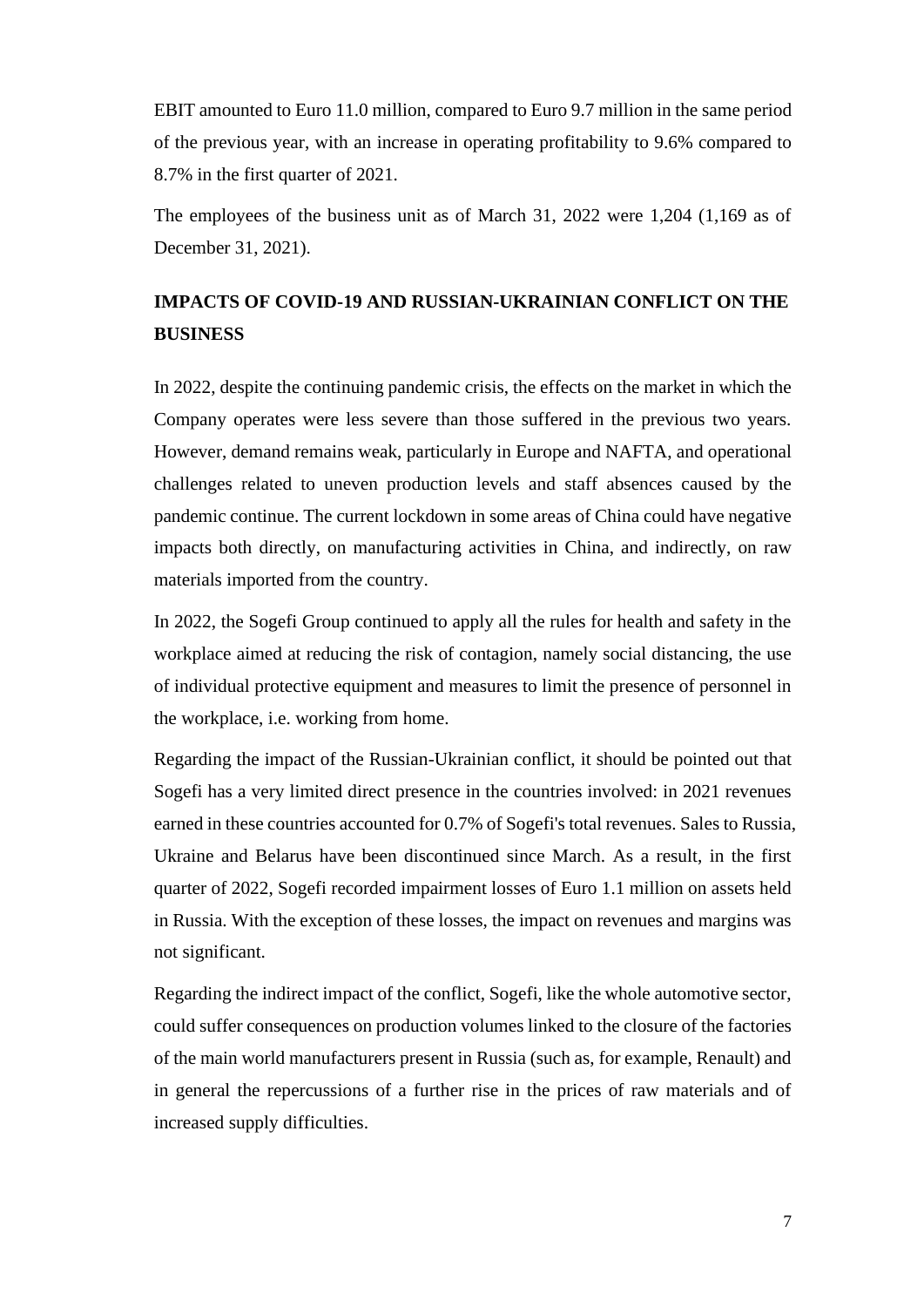EBIT amounted to Euro 11.0 million, compared to Euro 9.7 million in the same period of the previous year, with an increase in operating profitability to 9.6% compared to 8.7% in the first quarter of 2021.

The employees of the business unit as of March 31, 2022 were 1,204 (1,169 as of December 31, 2021).

## IMPACTS OF COVID-19 AND RUSSIAN-UKRAINIAN CONFLICT ON THE BUSINESS

In 2022, despite the continuing pandemic crisis, the effects on the market in which the Company operates were less severe than those suffered in the previous two years. However, demand remains weak, particularly in Europe and NAFTA, and operational challenges related to uneven production levels and staff absences caused by the pandemic continue. The current lockdown in some areas of China could have negative impacts both directly, on manufacturing activities in China, and indirectly, on raw materials imported from the country.

In 2022, the Sogefi Group continued to apply all the rules for health and safety in the workplace aimed at reducing the risk of contagion, namely social distancing, the use of individual protective equipment and measures to limit the presence of personnel in the workplace, i.e. working from home.

Regarding the impact of the Russian-Ukrainian conflict, it should be pointed out that Sogefi has a very limited direct presence in the countries involved: in 2021 revenues earned in these countries accounted for 0.7% of Sogefi's total revenues. Sales to Russia, Ukraine and Belarus have been discontinued since March. As a result, in the first quarter of 2022, Sogefi recorded impairment losses of Euro 1.1 million on assets held in Russia. With the exception of these losses, the impact on revenues and margins was not significant.

Regarding the indirect impact of the conflict, Sogefi, like the whole automotive sector, could suffer consequences on production volumes linked to the closure of the factories of the main world manufacturers present in Russia (such as, for example, Renault) and in general the repercussions of a further rise in the prices of raw materials and of increased supply difficulties.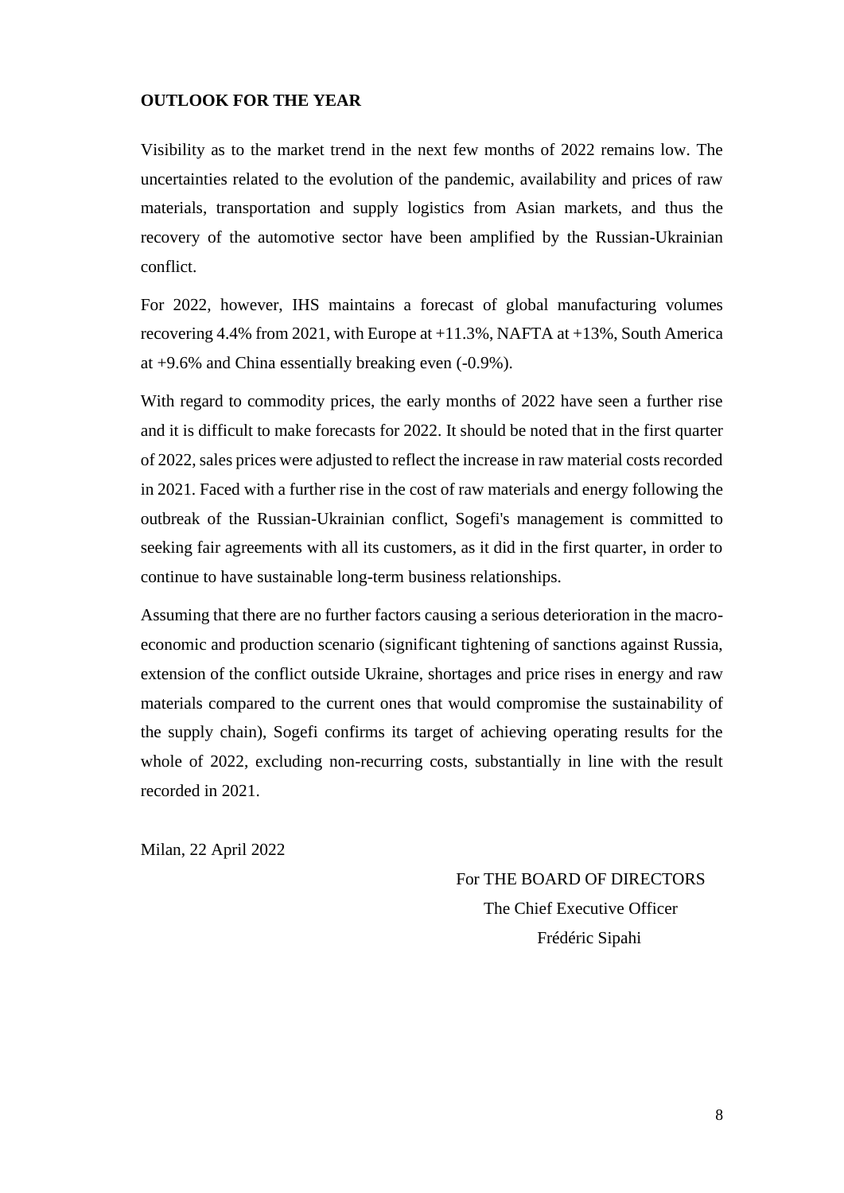## OUTLOOK FOR THE YEAR

Visibility as to the market trend in the next few months of 2022 remains low. The uncertainties related to the evolution of the pandemic, availability and prices of raw materials, transportation and supply logistics from Asian markets, and thus the recovery of the automotive sector have been amplified by the Russian-Ukrainian conflict.

For 2022, however, IHS maintains a forecast of global manufacturing volumes recovering 4.4% from 2021, with Europe at +11.3%, NAFTA at +13%, South America at +9.6% and China essentially breaking even (-0.9%).

With regard to commodity prices, the early months of 2022 have seen a further rise and it is difficult to make forecasts for 2022. It should be noted that in the first quarter of 2022, sales prices were adjusted to reflect the increase in raw material costs recorded in 2021. Faced with a further rise in the cost of raw materials and energy following the outbreak of the Russian-Ukrainian conflict, Sogefi's management is committed to seeking fair agreements with all its customers, as it did in the first quarter, in order to continue to have sustainable long-term business relationships.

Assuming that there are no further factors causing a serious deterioration in the macro-economic and production scenario (significant tightening of sanctions against Russia, extension of the conflict outside Ukraine, shortages and price rises in energy and raw materials compared to the current ones that would compromise the sustainability of the supply chain), Sogefi confirms its target of achieving operating results for the whole of 2022, excluding non-recurring costs, substantially in line with the result recorded in 2021.

Milan, 22 April 2022

For THE BOARD OF DIRECTORS
The Chief Executive Officer
Frédéric Sipahi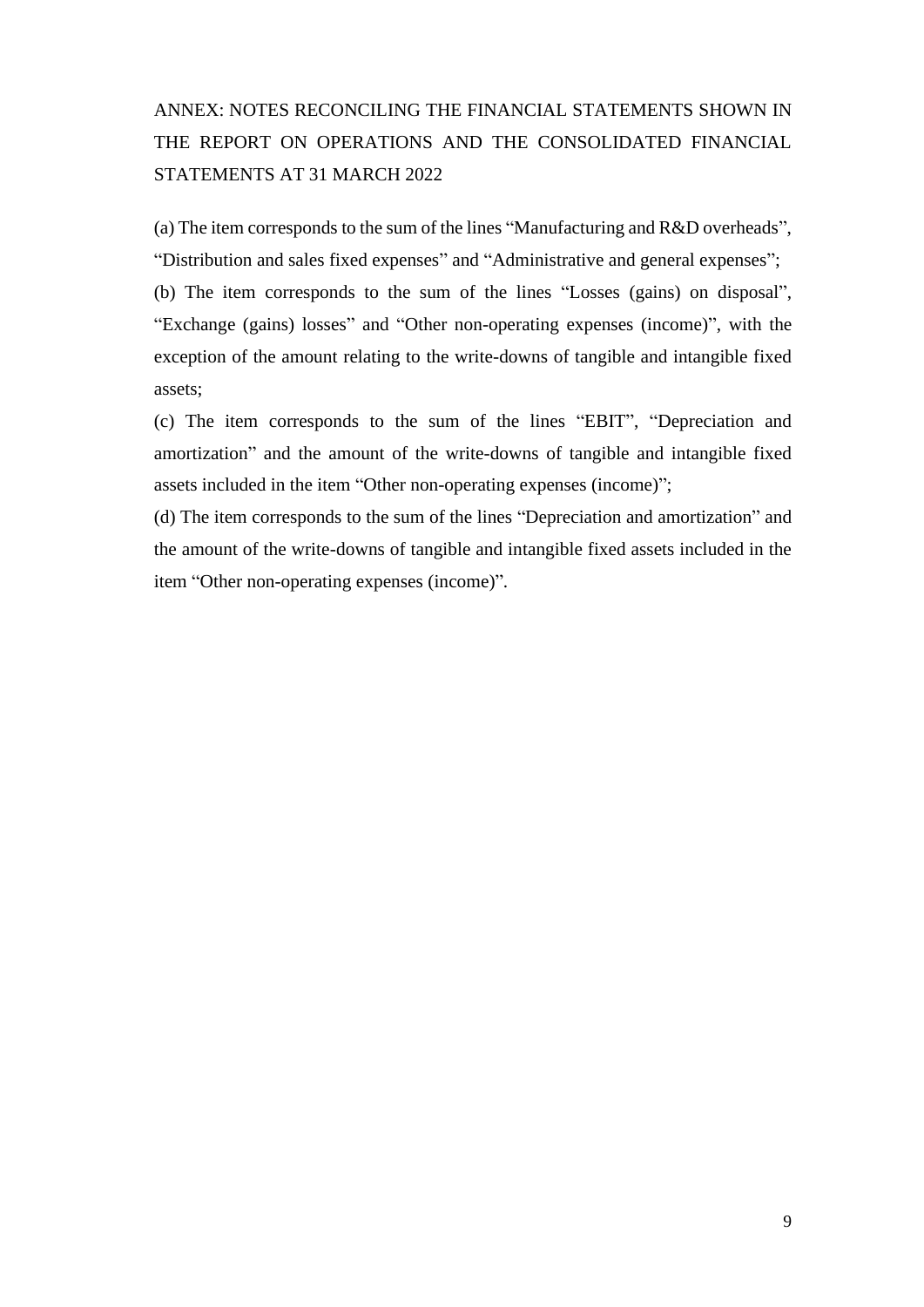## ANNEX: NOTES RECONCILING THE FINANCIAL STATEMENTS SHOWN IN THE REPORT ON OPERATIONS AND THE CONSOLIDATED FINANCIAL STATEMENTS AT 31 MARCH 2022

(a) The item corresponds to the sum of the lines "Manufacturing and R&D overheads", "Distribution and sales fixed expenses" and "Administrative and general expenses";

(b) The item corresponds to the sum of the lines "Losses (gains) on disposal", "Exchange (gains) losses" and "Other non-operating expenses (income)", with the exception of the amount relating to the write-downs of tangible and intangible fixed assets;

(c) The item corresponds to the sum of the lines "EBIT", "Depreciation and amortization" and the amount of the write-downs of tangible and intangible fixed assets included in the item "Other non-operating expenses (income)";

(d) The item corresponds to the sum of the lines "Depreciation and amortization" and the amount of the write-downs of tangible and intangible fixed assets included in the item "Other non-operating expenses (income)".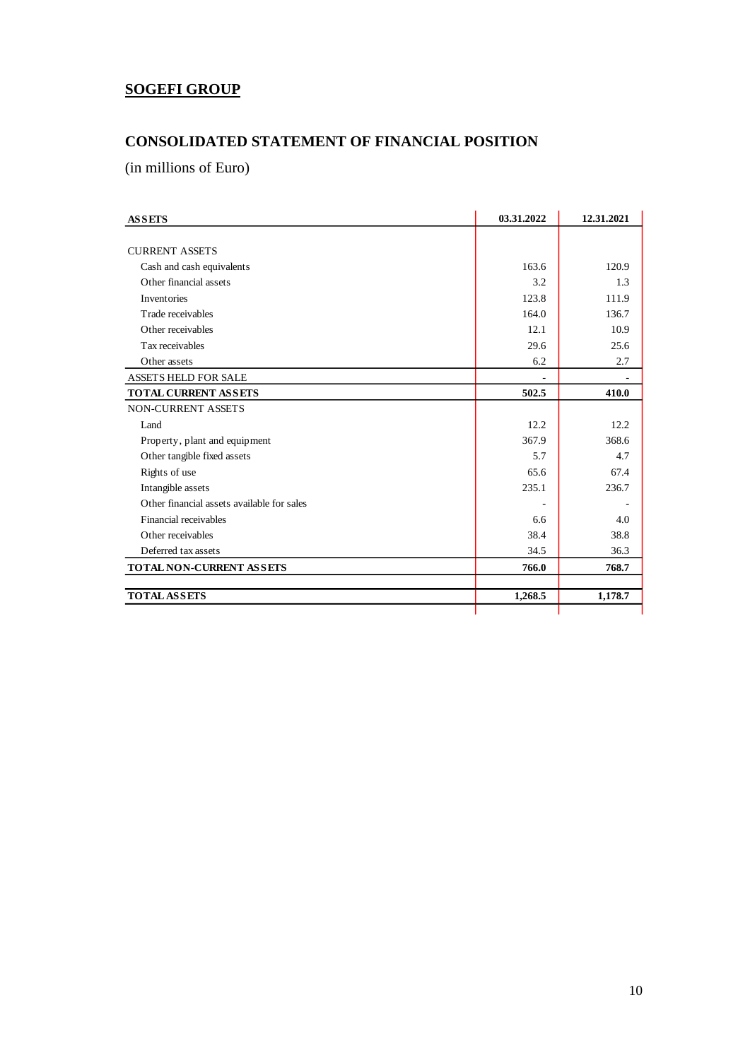## SOGEFI GROUP

## CONSOLIDATED STATEMENT OF FINANCIAL POSITION

(in millions of Euro)

| **ASSETS** | **03.31.2022** | **12.31.2021** |
|---|---|---|
| CURRENT ASSETS | | |
| Cash and cash equivalents | 163.6 | 120.9 |
| Other financial assets | 3.2 | 1.3 |
| Inventories | 123.8 | 111.9 |
| Trade receivables | 164.0 | 136.7 |
| Other receivables | 12.1 | 10.9 |
| Tax receivables | 29.6 | 25.6 |
| Other assets | 6.2 | 2.7 |
| ASSETS HELD FOR SALE | - | - |
| **TOTAL CURRENT ASSETS** | **502.5** | **410.0** |
| NON-CURRENT ASSETS | | |
| Land | 12.2 | 12.2 |
| Property, plant and equipment | 367.9 | 368.6 |
| Other tangible fixed assets | 5.7 | 4.7 |
| Rights of use | 65.6 | 67.4 |
| Intangible assets | 235.1 | 236.7 |
| Other financial assets available for sales | - | - |
| Financial receivables | 6.6 | 4.0 |
| Other receivables | 38.4 | 38.8 |
| Deferred tax assets | 34.5 | 36.3 |
| **TOTAL NON-CURRENT ASSETS** | **766.0** | **768.7** |
| **TOTAL ASSETS** | **1,268.5** | **1,178.7** |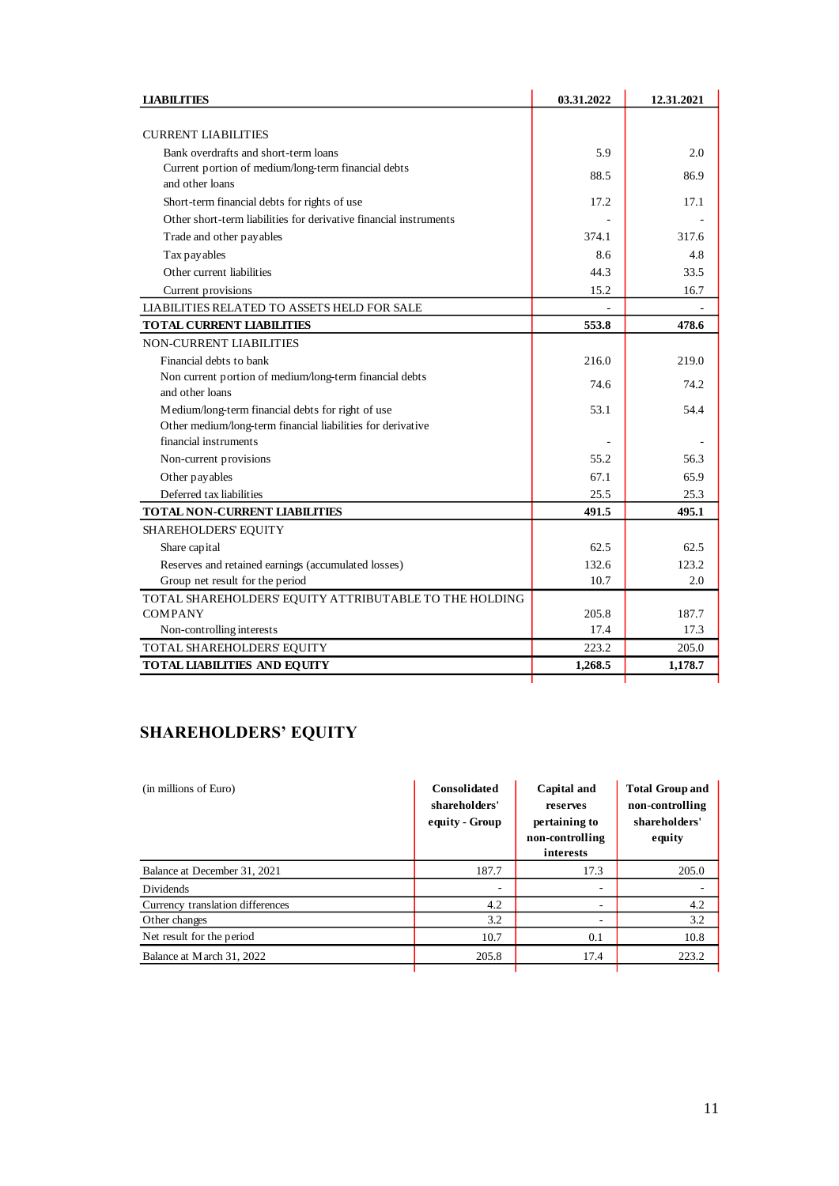| LIABILITIES | 03.31.2022 | 12.31.2021 |
|---|---|---|
| CURRENT LIABILITIES | | |
| Bank overdrafts and short-term loans | 5.9 | 2.0 |
| Current portion of medium/long-term financial debts and other loans | 88.5 | 86.9 |
| Short-term financial debts for rights of use | 17.2 | 17.1 |
| Other short-term liabilities for derivative financial instruments | - | - |
| Trade and other payables | 374.1 | 317.6 |
| Tax payables | 8.6 | 4.8 |
| Other current liabilities | 44.3 | 33.5 |
| Current provisions | 15.2 | 16.7 |
| LIABILITIES RELATED TO ASSETS HELD FOR SALE | - | - |
| **TOTAL CURRENT LIABILITIES** | **553.8** | **478.6** |
| NON-CURRENT LIABILITIES | | |
| Financial debts to bank | 216.0 | 219.0 |
| Non current portion of medium/long-term financial debts and other loans | 74.6 | 74.2 |
| Medium/long-term financial debts for right of use | 53.1 | 54.4 |
| Other medium/long-term financial liabilities for derivative financial instruments | - | - |
| Non-current provisions | 55.2 | 56.3 |
| Other payables | 67.1 | 65.9 |
| Deferred tax liabilities | 25.5 | 25.3 |
| **TOTAL NON-CURRENT LIABILITIES** | **491.5** | **495.1** |
| SHAREHOLDERS' EQUITY | | |
| Share capital | 62.5 | 62.5 |
| Reserves and retained earnings (accumulated losses) | 132.6 | 123.2 |
| Group net result for the period | 10.7 | 2.0 |
| TOTAL SHAREHOLDERS' EQUITY ATTRIBUTABLE TO THE HOLDING COMPANY | 205.8 | 187.7 |
| Non-controlling interests | 17.4 | 17.3 |
| TOTAL SHAREHOLDERS' EQUITY | 223.2 | 205.0 |
| **TOTAL LIABILITIES AND EQUITY** | **1,268.5** | **1,178.7** |

## SHAREHOLDERS' EQUITY

| (in millions of Euro) | Consolidated shareholders' equity - Group | Capital and reserves pertaining to non-controlling interests | Total Group and non-controlling shareholders' equity |
|---|---|---|---|
| Balance at December 31, 2021 | 187.7 | 17.3 | 205.0 |
| Dividends | - | - | - |
| Currency translation differences | 4.2 | - | 4.2 |
| Other changes | 3.2 | - | 3.2 |
| Net result for the period | 10.7 | 0.1 | 10.8 |
| Balance at March 31, 2022 | 205.8 | 17.4 | 223.2 |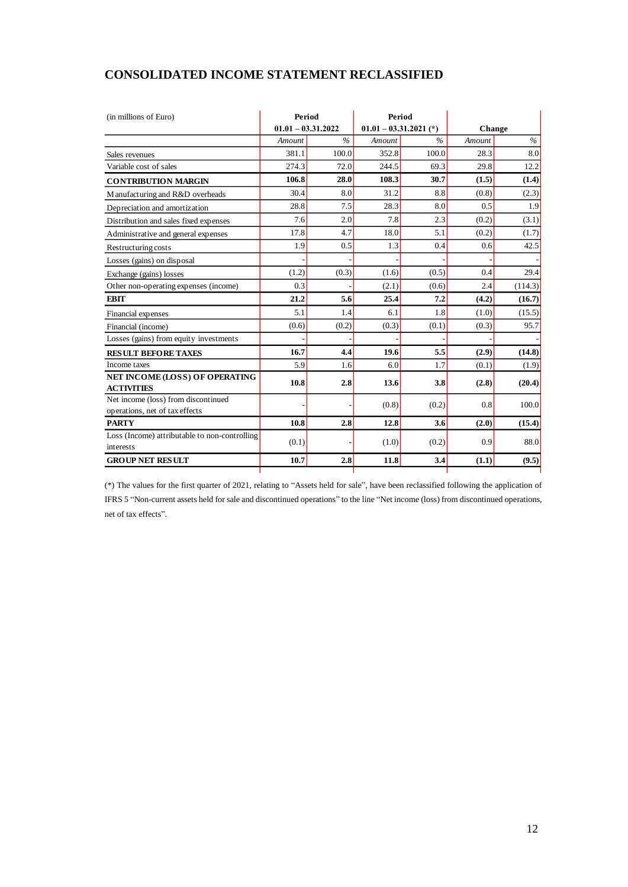## CONSOLIDATED INCOME STATEMENT RECLASSIFIED

| (in millions of Euro) | Period 01.01 – 03.31.2022 | | Period 01.01 – 03.31.2021 (*) | | Change | |
|---|---|---|---|---|---|---|
| | *Amount* | *%* | *Amount* | *%* | *Amount* | *%* |
| Sales revenues | 381.1 | 100.0 | 352.8 | 100.0 | 28.3 | 8.0 |
| Variable cost of sales | 274.3 | 72.0 | 244.5 | 69.3 | 29.8 | 12.2 |
| **CONTRIBUTION MARGIN** | **106.8** | **28.0** | **108.3** | **30.7** | **(1.5)** | **(1.4)** |
| Manufacturing and R&D overheads | 30.4 | 8.0 | 31.2 | 8.8 | (0.8) | (2.3) |
| Depreciation and amortization | 28.8 | 7.5 | 28.3 | 8.0 | 0.5 | 1.9 |
| Distribution and sales fixed expenses | 7.6 | 2.0 | 7.8 | 2.3 | (0.2) | (3.1) |
| Administrative and general expenses | 17.8 | 4.7 | 18.0 | 5.1 | (0.2) | (1.7) |
| Restructuring costs | 1.9 | 0.5 | 1.3 | 0.4 | 0.6 | 42.5 |
| Losses (gains) on disposal | - | - | - | - | - | - |
| Exchange (gains) losses | (1.2) | (0.3) | (1.6) | (0.5) | 0.4 | 29.4 |
| Other non-operating expenses (income) | 0.3 | - | (2.1) | (0.6) | 2.4 | (114.3) |
| **EBIT** | **21.2** | **5.6** | **25.4** | **7.2** | **(4.2)** | **(16.7)** |
| Financial expenses | 5.1 | 1.4 | 6.1 | 1.8 | (1.0) | (15.5) |
| Financial (income) | (0.6) | (0.2) | (0.3) | (0.1) | (0.3) | 95.7 |
| Losses (gains) from equity investments | - | - | - | - | - | - |
| **RESULT BEFORE TAXES** | **16.7** | **4.4** | **19.6** | **5.5** | **(2.9)** | **(14.8)** |
| Income taxes | 5.9 | 1.6 | 6.0 | 1.7 | (0.1) | (1.9) |
| **NET INCOME (LOSS) OF OPERATING ACTIVITIES** | **10.8** | **2.8** | **13.6** | **3.8** | **(2.8)** | **(20.4)** |
| Net income (loss) from discontinued operations, net of tax effects | - | - | (0.8) | (0.2) | 0.8 | 100.0 |
| **PARTY** | **10.8** | **2.8** | **12.8** | **3.6** | **(2.0)** | **(15.4)** |
| Loss (Income) attributable to non-controlling interests | (0.1) | - | (1.0) | (0.2) | 0.9 | 88.0 |
| **GROUP NET RESULT** | **10.7** | **2.8** | **11.8** | **3.4** | **(1.1)** | **(9.5)** |

(*) The values for the first quarter of 2021, relating to "Assets held for sale", have been reclassified following the application of IFRS 5 "Non-current assets held for sale and discontinued operations" to the line "Net income (loss) from discontinued operations, net of tax effects".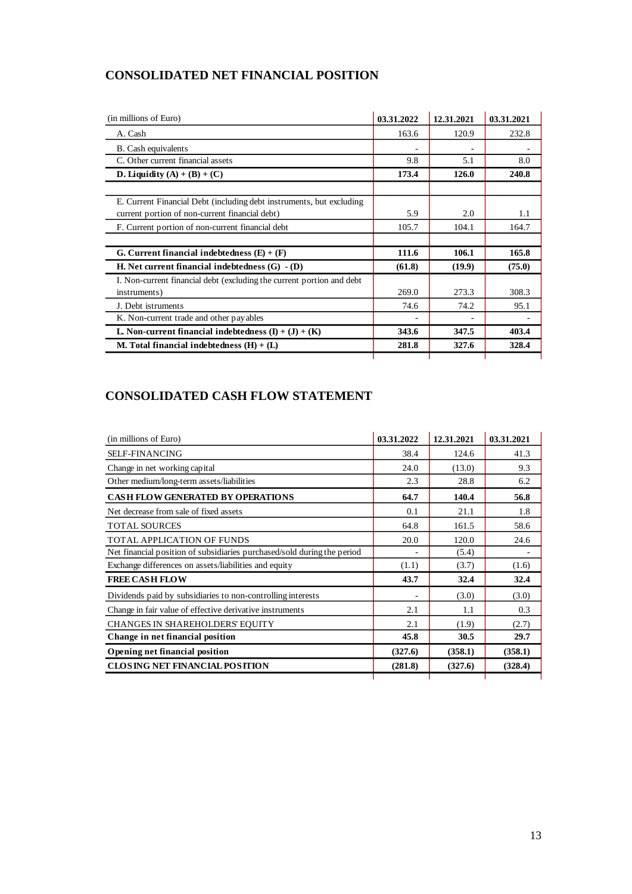## CONSOLIDATED NET FINANCIAL POSITION

| (in millions of Euro) | 03.31.2022 | 12.31.2021 | 03.31.2021 |
|---|---|---|---|
| A. Cash | 163.6 | 120.9 | 232.8 |
| B. Cash equivalents | - | - | - |
| C. Other current financial assets | 9.8 | 5.1 | 8.0 |
| **D. Liquidity (A) + (B) + (C)** | **173.4** | **126.0** | **240.8** |
| | | | |
| E. Current Financial Debt (including debt instruments, but excluding current portion of non-current financial debt) | 5.9 | 2.0 | 1.1 |
| F. Current portion of non-current financial debt | 105.7 | 104.1 | 164.7 |
| | | | |
| **G. Current financial indebtedness (E) + (F)** | **111.6** | **106.1** | **165.8** |
| **H. Net current financial indebtedness (G) - (D)** | **(61.8)** | **(19.9)** | **(75.0)** |
| I. Non-current financial debt (excluding the current portion and debt instruments) | 269.0 | 273.3 | 308.3 |
| J. Debt istruments | 74.6 | 74.2 | 95.1 |
| K. Non-current trade and other payables | - | - | - |
| **L. Non-current financial indebtedness (I) + (J) + (K)** | **343.6** | **347.5** | **403.4** |
| **M. Total financial indebtedness (H) + (L)** | **281.8** | **327.6** | **328.4** |

## CONSOLIDATED CASH FLOW STATEMENT

| (in millions of Euro) | 03.31.2022 | 12.31.2021 | 03.31.2021 |
|---|---|---|---|
| SELF-FINANCING | 38.4 | 124.6 | 41.3 |
| Change in net working capital | 24.0 | (13.0) | 9.3 |
| Other medium/long-term assets/liabilities | 2.3 | 28.8 | 6.2 |
| **CASH FLOW GENERATED BY OPERATIONS** | **64.7** | **140.4** | **56.8** |
| Net decrease from sale of fixed assets | 0.1 | 21.1 | 1.8 |
| TOTAL SOURCES | 64.8 | 161.5 | 58.6 |
| TOTAL APPLICATION OF FUNDS | 20.0 | 120.0 | 24.6 |
| Net financial position of subsidiaries purchased/sold during the period | - | (5.4) | - |
| Exchange differences on assets/liabilities and equity | (1.1) | (3.7) | (1.6) |
| **FREE CASH FLOW** | **43.7** | **32.4** | **32.4** |
| Dividends paid by subsidiaries to non-controlling interests | - | (3.0) | (3.0) |
| Change in fair value of effective derivative instruments | 2.1 | 1.1 | 0.3 |
| CHANGES IN SHAREHOLDERS' EQUITY | 2.1 | (1.9) | (2.7) |
| **Change in net financial position** | **45.8** | **30.5** | **29.7** |
| **Opening net financial position** | **(327.6)** | **(358.1)** | **(358.1)** |
| **CLOSING NET FINANCIAL POSITION** | **(281.8)** | **(327.6)** | **(328.4)** |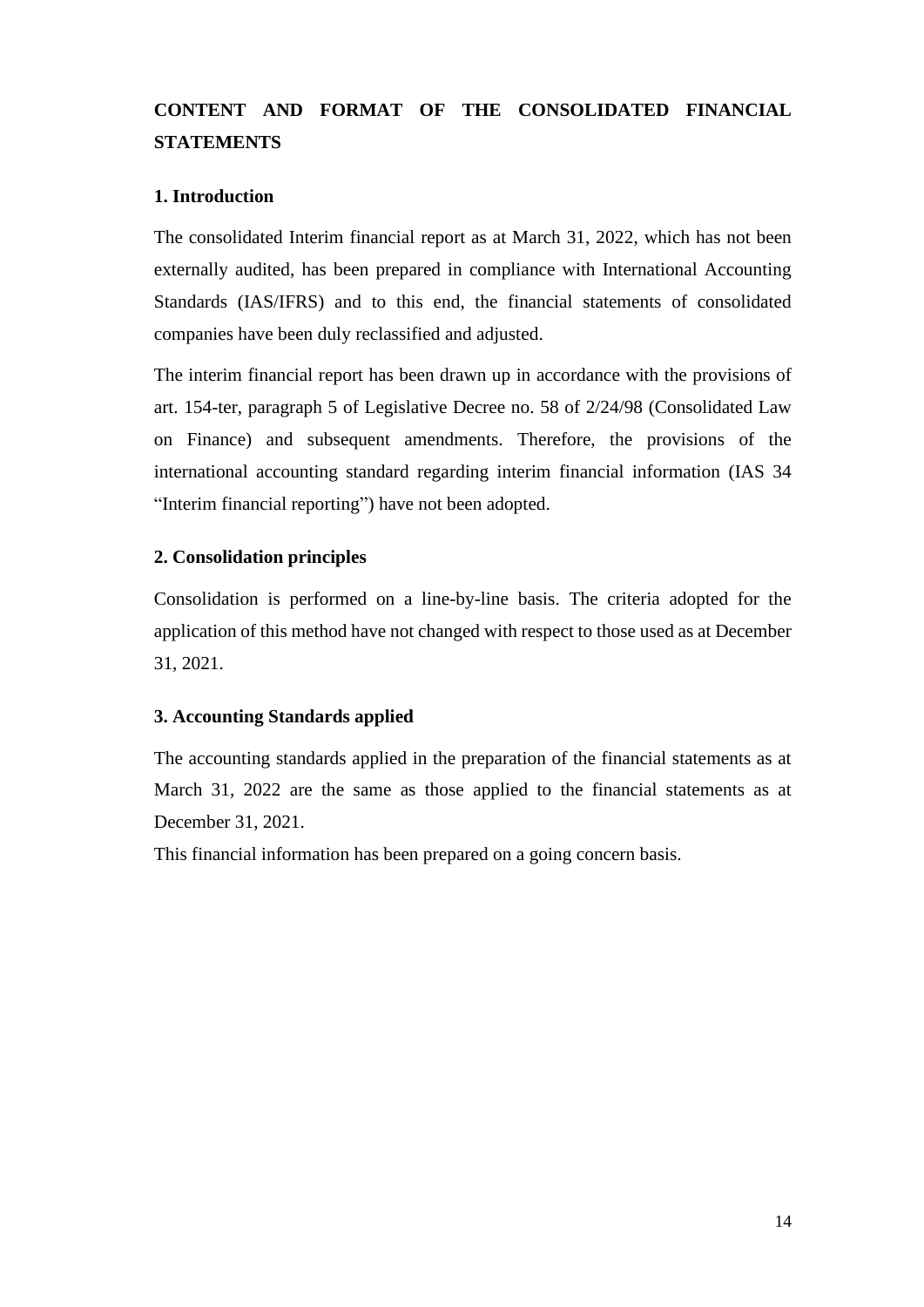# CONTENT AND FORMAT OF THE CONSOLIDATED FINANCIAL STATEMENTS

## 1. Introduction

The consolidated Interim financial report as at March 31, 2022, which has not been externally audited, has been prepared in compliance with International Accounting Standards (IAS/IFRS) and to this end, the financial statements of consolidated companies have been duly reclassified and adjusted.

The interim financial report has been drawn up in accordance with the provisions of art. 154-ter, paragraph 5 of Legislative Decree no. 58 of 2/24/98 (Consolidated Law on Finance) and subsequent amendments. Therefore, the provisions of the international accounting standard regarding interim financial information (IAS 34 "Interim financial reporting") have not been adopted.

## 2. Consolidation principles

Consolidation is performed on a line-by-line basis. The criteria adopted for the application of this method have not changed with respect to those used as at December 31, 2021.

## 3. Accounting Standards applied

The accounting standards applied in the preparation of the financial statements as at March 31, 2022 are the same as those applied to the financial statements as at December 31, 2021.

This financial information has been prepared on a going concern basis.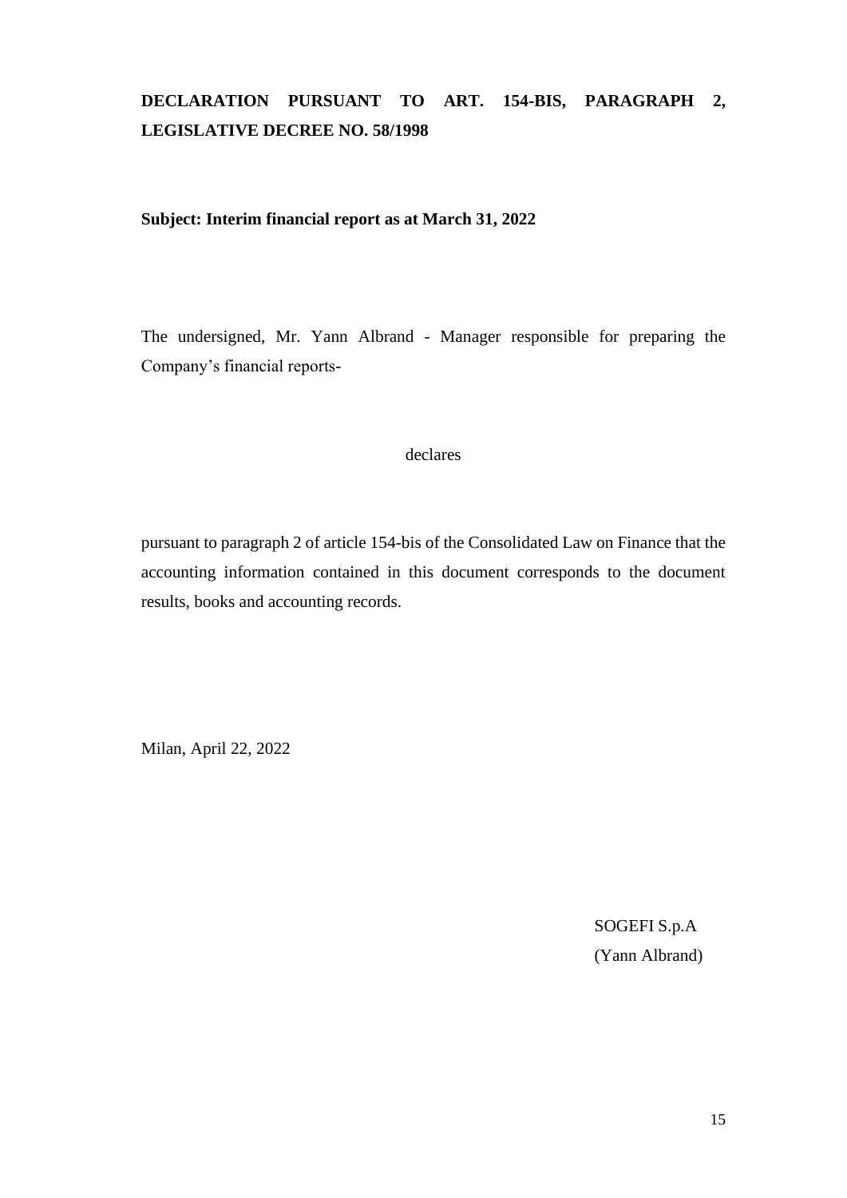**DECLARATION PURSUANT TO ART. 154-BIS, PARAGRAPH 2, LEGISLATIVE DECREE NO. 58/1998**

**Subject: Interim financial report as at March 31, 2022**

The undersigned, Mr. Yann Albrand - Manager responsible for preparing the Company's financial reports-

declares

pursuant to paragraph 2 of article 154-bis of the Consolidated Law on Finance that the accounting information contained in this document corresponds to the document results, books and accounting records.

Milan, April 22, 2022

SOGEFI S.p.A
(Yann Albrand)